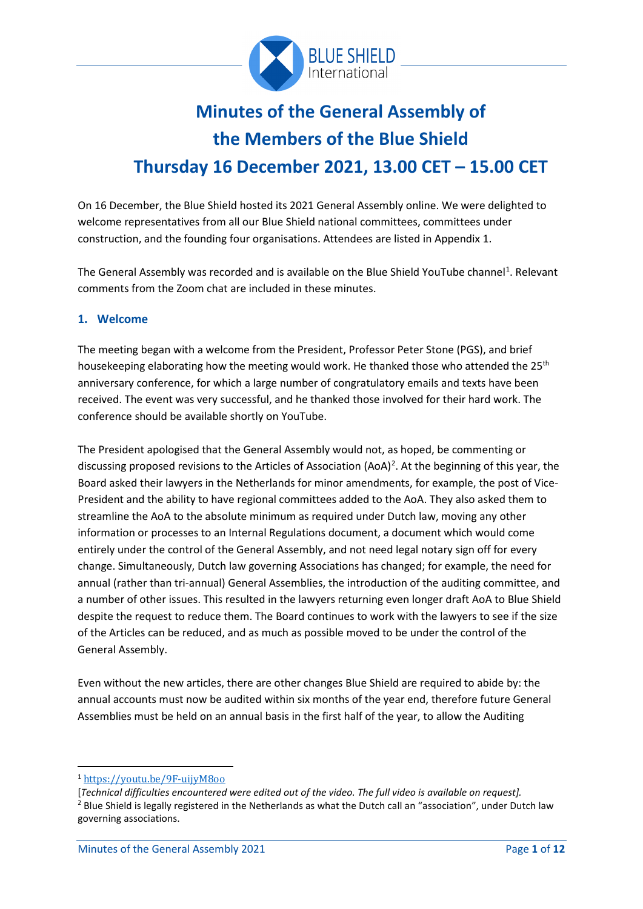# Minutes of the General Assembly of the Members of the Blue Shield

# Thursday 16 December 2021, 13.00 CET – 15.00 CET

On 16 December, the Blue Shield hosted its 2021 General Assembly online. We were delighted to welcome representatives from all our Blue Shield national committees, committees under construction, and the founding four organisations. Attendees are listed in Appendix 1.

The General Assembly was recorded and is available on the Blue Shield YouTube channel[1]. Relevant comments from the Zoom chat are included in these minutes.

## 1. Welcome

The meeting began with a welcome from the President, Professor Peter Stone (PGS), and brief housekeeping elaborating how the meeting would work. He thanked those who attended the 25th anniversary conference, for which a large number of congratulatory emails and texts have been received. The event was very successful, and he thanked those involved for their hard work. The conference should be available shortly on YouTube.

The President apologised that the General Assembly would not, as hoped, be commenting or discussing proposed revisions to the Articles of Association (AoA)[2]. At the beginning of this year, the Board asked their lawyers in the Netherlands for minor amendments, for example, the post of Vice-President and the ability to have regional committees added to the AoA. They also asked them to streamline the AoA to the absolute minimum as required under Dutch law, moving any other information or processes to an Internal Regulations document, a document which would come entirely under the control of the General Assembly, and not need legal notary sign off for every change. Simultaneously, Dutch law governing Associations has changed; for example, the need for annual (rather than tri-annual) General Assemblies, the introduction of the auditing committee, and a number of other issues. This resulted in the lawyers returning even longer draft AoA to Blue Shield despite the request to reduce them. The Board continues to work with the lawyers to see if the size of the Articles can be reduced, and as much as possible moved to be under the control of the General Assembly.

Even without the new articles, there are other changes Blue Shield are required to abide by: the annual accounts must now be audited within six months of the year end, therefore future General Assemblies must be held on an annual basis in the first half of the year, to allow the Auditing

---

[1] https://youtu.be/9F-uijyM8oo

[*Technical difficulties encountered were edited out of the video. The full video is available on request].*

[2] Blue Shield is legally registered in the Netherlands as what the Dutch call an "association", under Dutch law governing associations.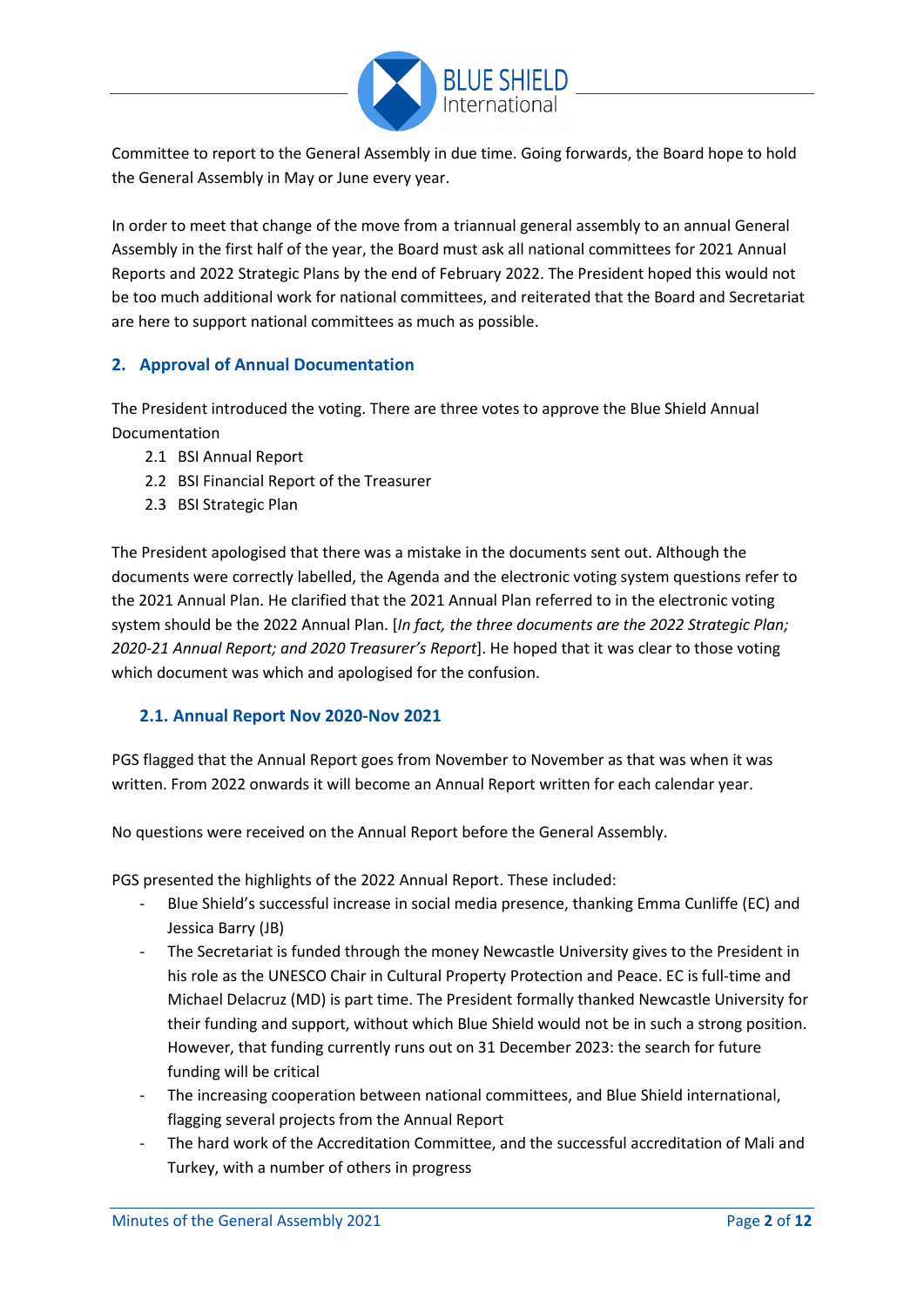Committee to report to the General Assembly in due time. Going forwards, the Board hope to hold the General Assembly in May or June every year.

In order to meet that change of the move from a triannual general assembly to an annual General Assembly in the first half of the year, the Board must ask all national committees for 2021 Annual Reports and 2022 Strategic Plans by the end of February 2022. The President hoped this would not be too much additional work for national committees, and reiterated that the Board and Secretariat are here to support national committees as much as possible.

## 2. Approval of Annual Documentation

The President introduced the voting. There are three votes to approve the Blue Shield Annual Documentation

- 2.1 BSI Annual Report
- 2.2 BSI Financial Report of the Treasurer
- 2.3 BSI Strategic Plan

The President apologised that there was a mistake in the documents sent out. Although the documents were correctly labelled, the Agenda and the electronic voting system questions refer to the 2021 Annual Plan. He clarified that the 2021 Annual Plan referred to in the electronic voting system should be the 2022 Annual Plan. [*In fact, the three documents are the 2022 Strategic Plan; 2020-21 Annual Report; and 2020 Treasurer's Report*]. He hoped that it was clear to those voting which document was which and apologised for the confusion.

### 2.1. Annual Report Nov 2020-Nov 2021

PGS flagged that the Annual Report goes from November to November as that was when it was written. From 2022 onwards it will become an Annual Report written for each calendar year.

No questions were received on the Annual Report before the General Assembly.

PGS presented the highlights of the 2022 Annual Report. These included:

- Blue Shield's successful increase in social media presence, thanking Emma Cunliffe (EC) and Jessica Barry (JB)
- The Secretariat is funded through the money Newcastle University gives to the President in his role as the UNESCO Chair in Cultural Property Protection and Peace. EC is full-time and Michael Delacruz (MD) is part time. The President formally thanked Newcastle University for their funding and support, without which Blue Shield would not be in such a strong position. However, that funding currently runs out on 31 December 2023: the search for future funding will be critical
- The increasing cooperation between national committees, and Blue Shield international, flagging several projects from the Annual Report
- The hard work of the Accreditation Committee, and the successful accreditation of Mali and Turkey, with a number of others in progress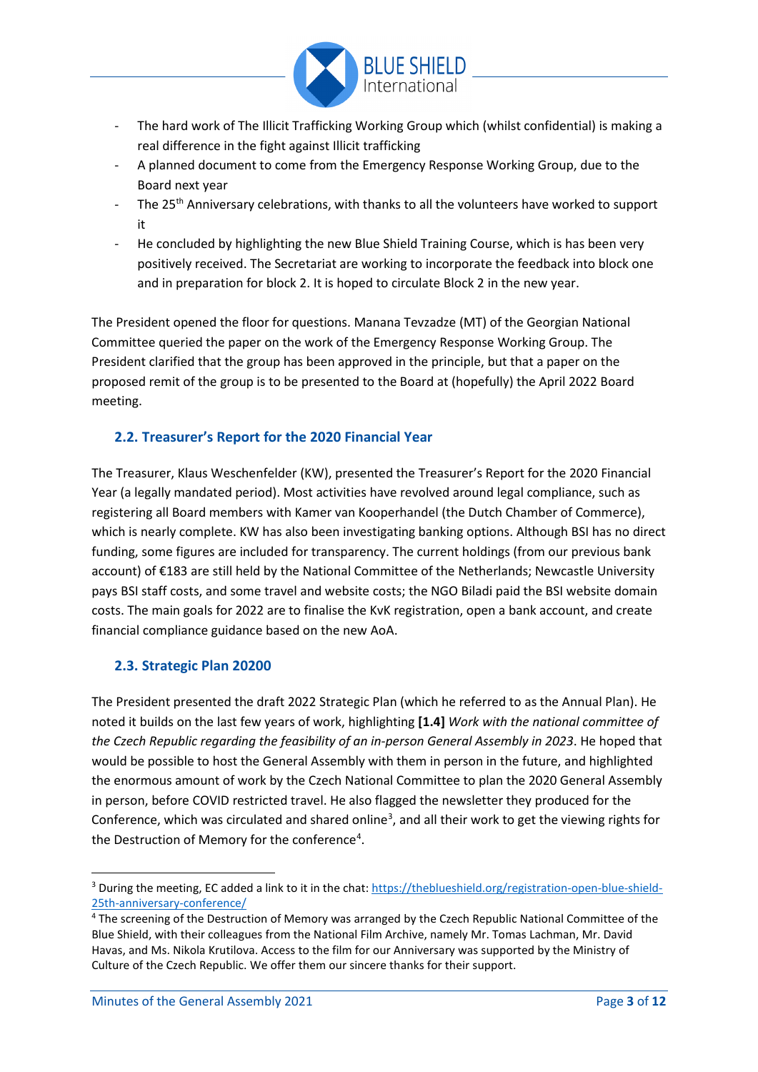- The hard work of The Illicit Trafficking Working Group which (whilst confidential) is making a real difference in the fight against Illicit trafficking
- A planned document to come from the Emergency Response Working Group, due to the Board next year
- The 25th Anniversary celebrations, with thanks to all the volunteers have worked to support it
- He concluded by highlighting the new Blue Shield Training Course, which is has been very positively received. The Secretariat are working to incorporate the feedback into block one and in preparation for block 2. It is hoped to circulate Block 2 in the new year.

The President opened the floor for questions. Manana Tevzadze (MT) of the Georgian National Committee queried the paper on the work of the Emergency Response Working Group. The President clarified that the group has been approved in the principle, but that a paper on the proposed remit of the group is to be presented to the Board at (hopefully) the April 2022 Board meeting.

### 2.2. Treasurer's Report for the 2020 Financial Year

The Treasurer, Klaus Weschenfelder (KW), presented the Treasurer's Report for the 2020 Financial Year (a legally mandated period). Most activities have revolved around legal compliance, such as registering all Board members with Kamer van Kooperhandel (the Dutch Chamber of Commerce), which is nearly complete. KW has also been investigating banking options. Although BSI has no direct funding, some figures are included for transparency. The current holdings (from our previous bank account) of €183 are still held by the National Committee of the Netherlands; Newcastle University pays BSI staff costs, and some travel and website costs; the NGO Biladi paid the BSI website domain costs. The main goals for 2022 are to finalise the KvK registration, open a bank account, and create financial compliance guidance based on the new AoA.

### 2.3. Strategic Plan 20200

The President presented the draft 2022 Strategic Plan (which he referred to as the Annual Plan). He noted it builds on the last few years of work, highlighting **[1.4]** *Work with the national committee of the Czech Republic regarding the feasibility of an in-person General Assembly in 2023*. He hoped that would be possible to host the General Assembly with them in person in the future, and highlighted the enormous amount of work by the Czech National Committee to plan the 2020 General Assembly in person, before COVID restricted travel. He also flagged the newsletter they produced for the Conference, which was circulated and shared online[3], and all their work to get the viewing rights for the Destruction of Memory for the conference[4].

---

[3] During the meeting, EC added a link to it in the chat: https://theblueshield.org/registration-open-blue-shield-25th-anniversary-conference/

[4] The screening of the Destruction of Memory was arranged by the Czech Republic National Committee of the Blue Shield, with their colleagues from the National Film Archive, namely Mr. Tomas Lachman, Mr. David Havas, and Ms. Nikola Krutilova. Access to the film for our Anniversary was supported by the Ministry of Culture of the Czech Republic. We offer them our sincere thanks for their support.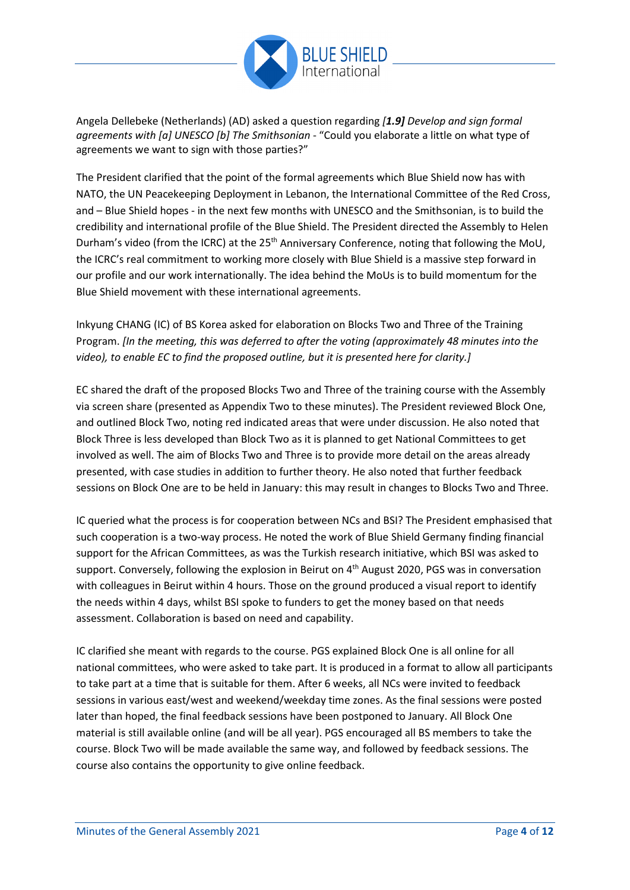Angela Dellebeke (Netherlands) (AD) asked a question regarding *[**1.9**] Develop and sign formal agreements with [a] UNESCO [b] The Smithsonian* - "Could you elaborate a little on what type of agreements we want to sign with those parties?"

The President clarified that the point of the formal agreements which Blue Shield now has with NATO, the UN Peacekeeping Deployment in Lebanon, the International Committee of the Red Cross, and – Blue Shield hopes - in the next few months with UNESCO and the Smithsonian, is to build the credibility and international profile of the Blue Shield. The President directed the Assembly to Helen Durham's video (from the ICRC) at the 25th Anniversary Conference, noting that following the MoU, the ICRC's real commitment to working more closely with Blue Shield is a massive step forward in our profile and our work internationally. The idea behind the MoUs is to build momentum for the Blue Shield movement with these international agreements.

Inkyung CHANG (IC) of BS Korea asked for elaboration on Blocks Two and Three of the Training Program. *[In the meeting, this was deferred to after the voting (approximately 48 minutes into the video), to enable EC to find the proposed outline, but it is presented here for clarity.]*

EC shared the draft of the proposed Blocks Two and Three of the training course with the Assembly via screen share (presented as Appendix Two to these minutes). The President reviewed Block One, and outlined Block Two, noting red indicated areas that were under discussion. He also noted that Block Three is less developed than Block Two as it is planned to get National Committees to get involved as well. The aim of Blocks Two and Three is to provide more detail on the areas already presented, with case studies in addition to further theory. He also noted that further feedback sessions on Block One are to be held in January: this may result in changes to Blocks Two and Three.

IC queried what the process is for cooperation between NCs and BSI? The President emphasised that such cooperation is a two-way process. He noted the work of Blue Shield Germany finding financial support for the African Committees, as was the Turkish research initiative, which BSI was asked to support. Conversely, following the explosion in Beirut on 4th August 2020, PGS was in conversation with colleagues in Beirut within 4 hours. Those on the ground produced a visual report to identify the needs within 4 days, whilst BSI spoke to funders to get the money based on that needs assessment. Collaboration is based on need and capability.

IC clarified she meant with regards to the course. PGS explained Block One is all online for all national committees, who were asked to take part. It is produced in a format to allow all participants to take part at a time that is suitable for them. After 6 weeks, all NCs were invited to feedback sessions in various east/west and weekend/weekday time zones. As the final sessions were posted later than hoped, the final feedback sessions have been postponed to January. All Block One material is still available online (and will be all year). PGS encouraged all BS members to take the course. Block Two will be made available the same way, and followed by feedback sessions. The course also contains the opportunity to give online feedback.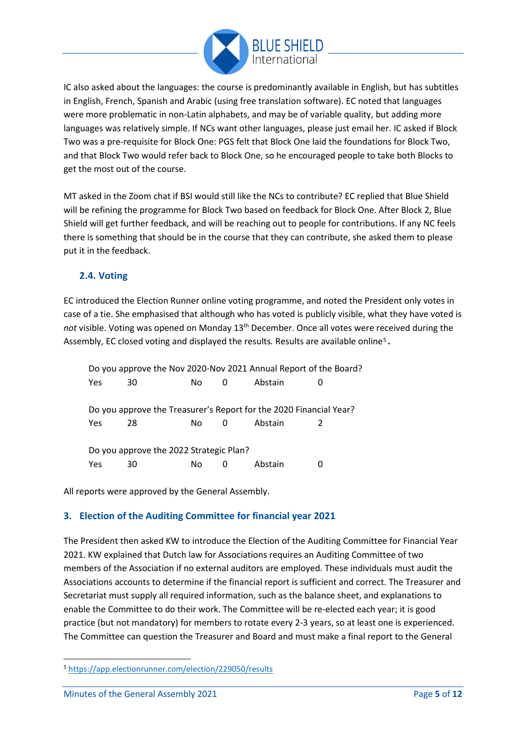IC also asked about the languages: the course is predominantly available in English, but has subtitles in English, French, Spanish and Arabic (using free translation software). EC noted that languages were more problematic in non-Latin alphabets, and may be of variable quality, but adding more languages was relatively simple. If NCs want other languages, please just email her. IC asked if Block Two was a pre-requisite for Block One: PGS felt that Block One laid the foundations for Block Two, and that Block Two would refer back to Block One, so he encouraged people to take both Blocks to get the most out of the course.

MT asked in the Zoom chat if BSI would still like the NCs to contribute? EC replied that Blue Shield will be refining the programme for Block Two based on feedback for Block One. After Block 2, Blue Shield will get further feedback, and will be reaching out to people for contributions. If any NC feels there is something that should be in the course that they can contribute, she asked them to please put it in the feedback.

### 2.4. Voting

EC introduced the Election Runner online voting programme, and noted the President only votes in case of a tie. She emphasised that although who has voted is publicly visible, what they have voted is *not* visible. Voting was opened on Monday 13th December. Once all votes were received during the Assembly, EC closed voting and displayed the results. Results are available online[5].

Do you approve the Nov 2020-Nov 2021 Annual Report of the Board?

| Yes | 30 | No | 0 | Abstain | 0 |
|---|---|---|---|---|---|

Do you approve the Treasurer's Report for the 2020 Financial Year?

| Yes | 28 | No | 0 | Abstain | 2 |
|---|---|---|---|---|---|

Do you approve the 2022 Strategic Plan?

| Yes | 30 | No | 0 | Abstain | 0 |
|---|---|---|---|---|---|

All reports were approved by the General Assembly.

## 3. Election of the Auditing Committee for financial year 2021

The President then asked KW to introduce the Election of the Auditing Committee for Financial Year 2021. KW explained that Dutch law for Associations requires an Auditing Committee of two members of the Association if no external auditors are employed. These individuals must audit the Associations accounts to determine if the financial report is sufficient and correct. The Treasurer and Secretariat must supply all required information, such as the balance sheet, and explanations to enable the Committee to do their work. The Committee will be re-elected each year; it is good practice (but not mandatory) for members to rotate every 2-3 years, so at least one is experienced. The Committee can question the Treasurer and Board and must make a final report to the General

[5] https://app.electionrunner.com/election/229050/results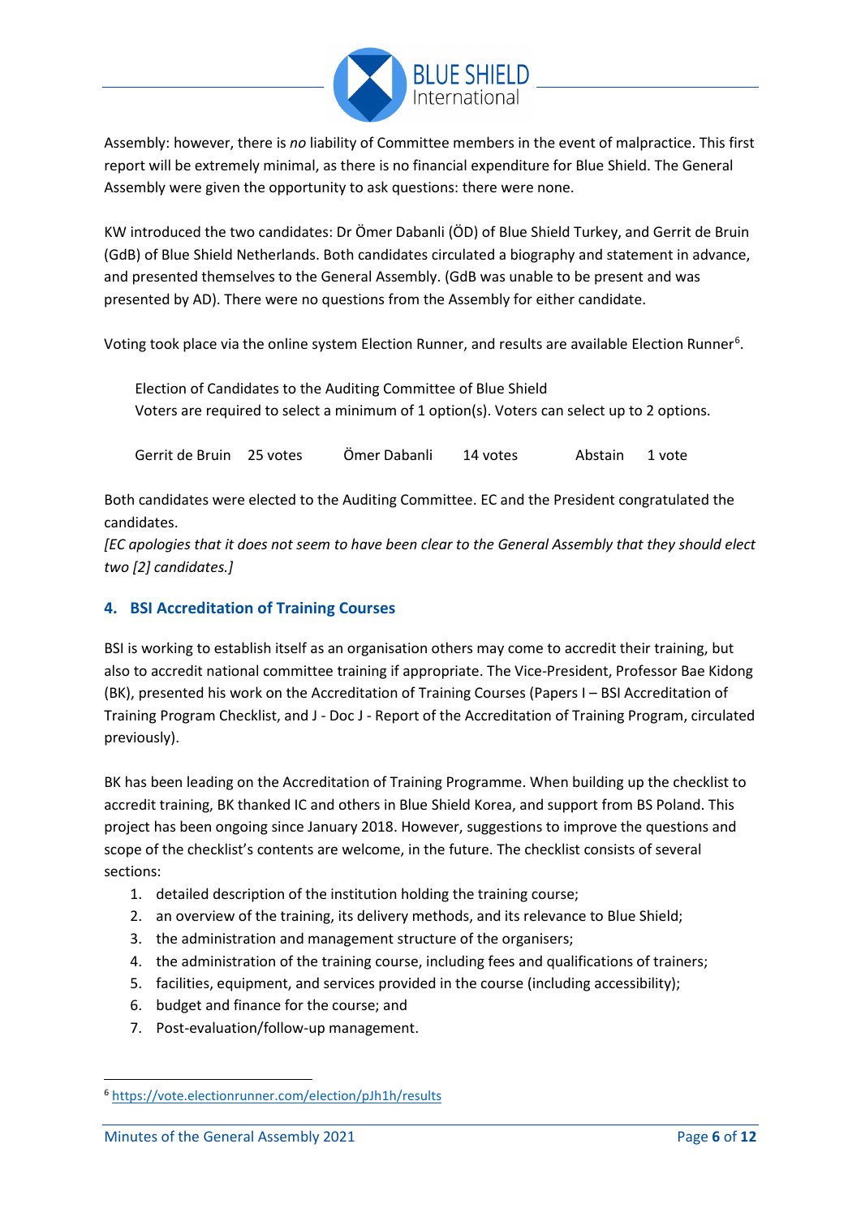Assembly: however, there is *no* liability of Committee members in the event of malpractice. This first report will be extremely minimal, as there is no financial expenditure for Blue Shield. The General Assembly were given the opportunity to ask questions: there were none.

KW introduced the two candidates: Dr Ömer Dabanli (ÖD) of Blue Shield Turkey, and Gerrit de Bruin (GdB) of Blue Shield Netherlands. Both candidates circulated a biography and statement in advance, and presented themselves to the General Assembly. (GdB was unable to be present and was presented by AD). There were no questions from the Assembly for either candidate.

Voting took place via the online system Election Runner, and results are available Election Runner[6].

> Election of Candidates to the Auditing Committee of Blue Shield
> Voters are required to select a minimum of 1 option(s). Voters can select up to 2 options.
>
> Gerrit de Bruin 25 votes    Ömer Dabanli 14 votes    Abstain 1 vote

Both candidates were elected to the Auditing Committee. EC and the President congratulated the candidates.
*[EC apologies that it does not seem to have been clear to the General Assembly that they should elect two [2] candidates.]*

## 4. BSI Accreditation of Training Courses

BSI is working to establish itself as an organisation others may come to accredit their training, but also to accredit national committee training if appropriate. The Vice-President, Professor Bae Kidong (BK), presented his work on the Accreditation of Training Courses (Papers I – BSI Accreditation of Training Program Checklist, and J - Doc J - Report of the Accreditation of Training Program, circulated previously).

BK has been leading on the Accreditation of Training Programme. When building up the checklist to accredit training, BK thanked IC and others in Blue Shield Korea, and support from BS Poland. This project has been ongoing since January 2018. However, suggestions to improve the questions and scope of the checklist's contents are welcome, in the future. The checklist consists of several sections:

1. detailed description of the institution holding the training course;
2. an overview of the training, its delivery methods, and its relevance to Blue Shield;
3. the administration and management structure of the organisers;
4. the administration of the training course, including fees and qualifications of trainers;
5. facilities, equipment, and services provided in the course (including accessibility);
6. budget and finance for the course; and
7. Post-evaluation/follow-up management.

[6] https://vote.electionrunner.com/election/pJh1h/results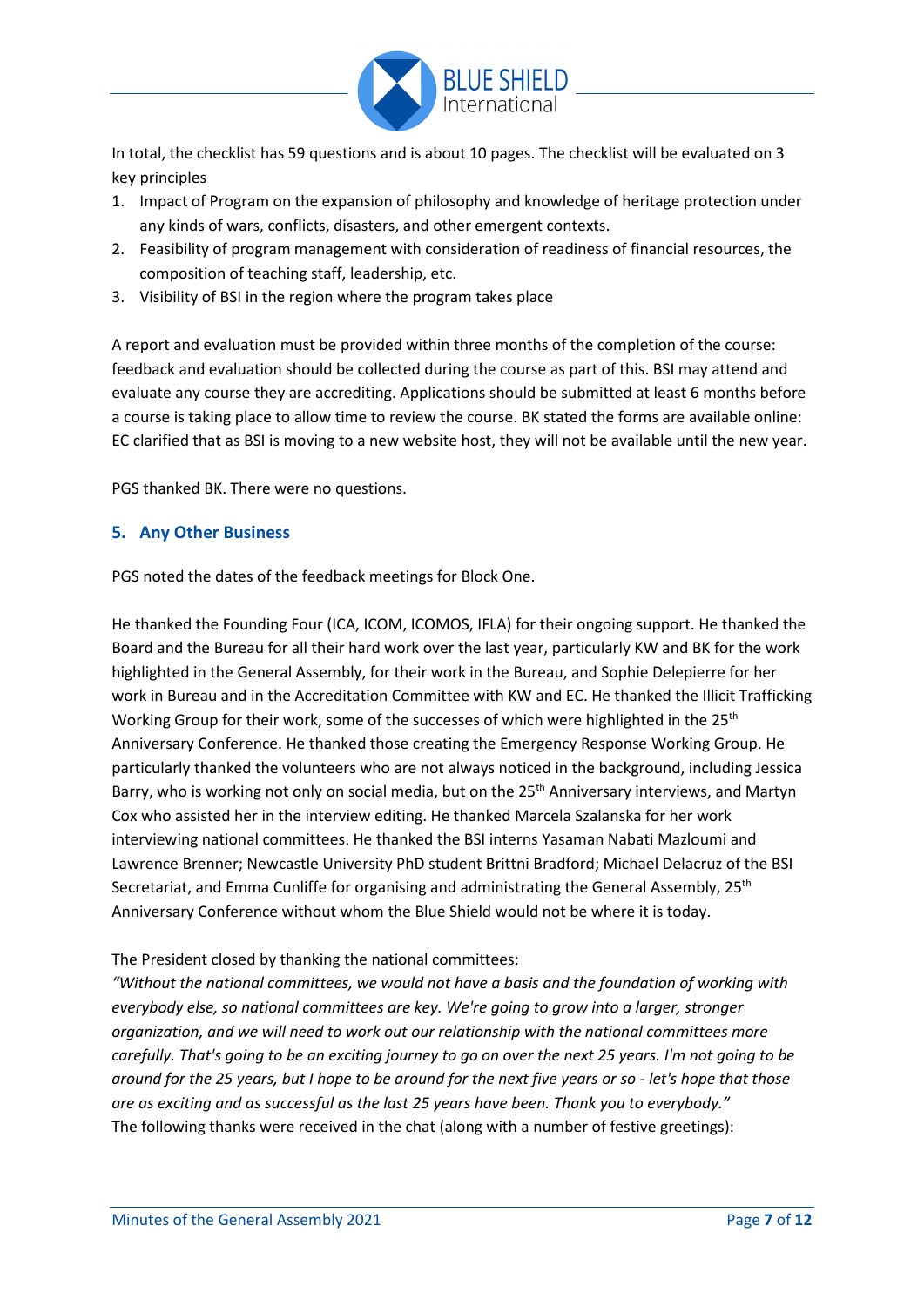In total, the checklist has 59 questions and is about 10 pages. The checklist will be evaluated on 3 key principles

1. Impact of Program on the expansion of philosophy and knowledge of heritage protection under any kinds of wars, conflicts, disasters, and other emergent contexts.
2. Feasibility of program management with consideration of readiness of financial resources, the composition of teaching staff, leadership, etc.
3. Visibility of BSI in the region where the program takes place

A report and evaluation must be provided within three months of the completion of the course: feedback and evaluation should be collected during the course as part of this. BSI may attend and evaluate any course they are accrediting. Applications should be submitted at least 6 months before a course is taking place to allow time to review the course. BK stated the forms are available online: EC clarified that as BSI is moving to a new website host, they will not be available until the new year.

PGS thanked BK. There were no questions.

## 5. Any Other Business

PGS noted the dates of the feedback meetings for Block One.

He thanked the Founding Four (ICA, ICOM, ICOMOS, IFLA) for their ongoing support. He thanked the Board and the Bureau for all their hard work over the last year, particularly KW and BK for the work highlighted in the General Assembly, for their work in the Bureau, and Sophie Delepierre for her work in Bureau and in the Accreditation Committee with KW and EC. He thanked the Illicit Trafficking Working Group for their work, some of the successes of which were highlighted in the 25th Anniversary Conference. He thanked those creating the Emergency Response Working Group. He particularly thanked the volunteers who are not always noticed in the background, including Jessica Barry, who is working not only on social media, but on the 25th Anniversary interviews, and Martyn Cox who assisted her in the interview editing. He thanked Marcela Szalanska for her work interviewing national committees. He thanked the BSI interns Yasaman Nabati Mazloumi and Lawrence Brenner; Newcastle University PhD student Brittni Bradford; Michael Delacruz of the BSI Secretariat, and Emma Cunliffe for organising and administrating the General Assembly, 25th Anniversary Conference without whom the Blue Shield would not be where it is today.

The President closed by thanking the national committees:

*"Without the national committees, we would not have a basis and the foundation of working with everybody else, so national committees are key. We're going to grow into a larger, stronger organization, and we will need to work out our relationship with the national committees more carefully. That's going to be an exciting journey to go on over the next 25 years. I'm not going to be around for the 25 years, but I hope to be around for the next five years or so - let's hope that those are as exciting and as successful as the last 25 years have been. Thank you to everybody."*

The following thanks were received in the chat (along with a number of festive greetings):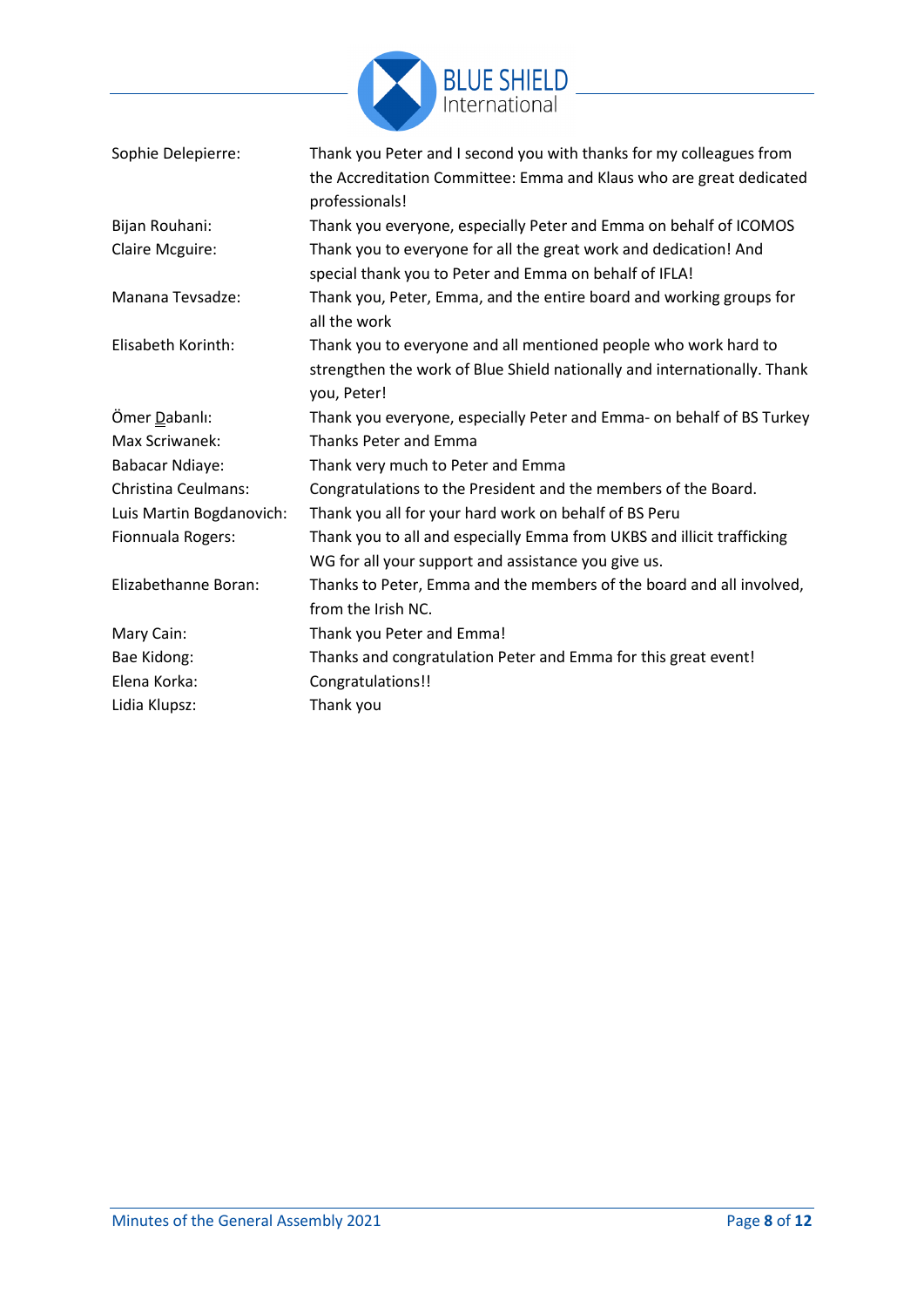| | |
|---|---|
| Sophie Delepierre: | Thank you Peter and I second you with thanks for my colleagues from the Accreditation Committee: Emma and Klaus who are great dedicated professionals! |
| Bijan Rouhani: | Thank you everyone, especially Peter and Emma on behalf of ICOMOS |
| Claire Mcguire: | Thank you to everyone for all the great work and dedication! And special thank you to Peter and Emma on behalf of IFLA! |
| Manana Tevsadze: | Thank you, Peter, Emma, and the entire board and working groups for all the work |
| Elisabeth Korinth: | Thank you to everyone and all mentioned people who work hard to strengthen the work of Blue Shield nationally and internationally. Thank you, Peter! |
| Ömer Dabanlı: | Thank you everyone, especially Peter and Emma- on behalf of BS Turkey |
| Max Scriwanek: | Thanks Peter and Emma |
| Babacar Ndiaye: | Thank very much to Peter and Emma |
| Christina Ceulmans: | Congratulations to the President and the members of the Board. |
| Luis Martin Bogdanovich: | Thank you all for your hard work on behalf of BS Peru |
| Fionnuala Rogers: | Thank you to all and especially Emma from UKBS and illicit trafficking WG for all your support and assistance you give us. |
| Elizabethanne Boran: | Thanks to Peter, Emma and the members of the board and all involved, from the Irish NC. |
| Mary Cain: | Thank you Peter and Emma! |
| Bae Kidong: | Thanks and congratulation Peter and Emma for this great event! |
| Elena Korka: | Congratulations!! |
| Lidia Klupsz: | Thank you |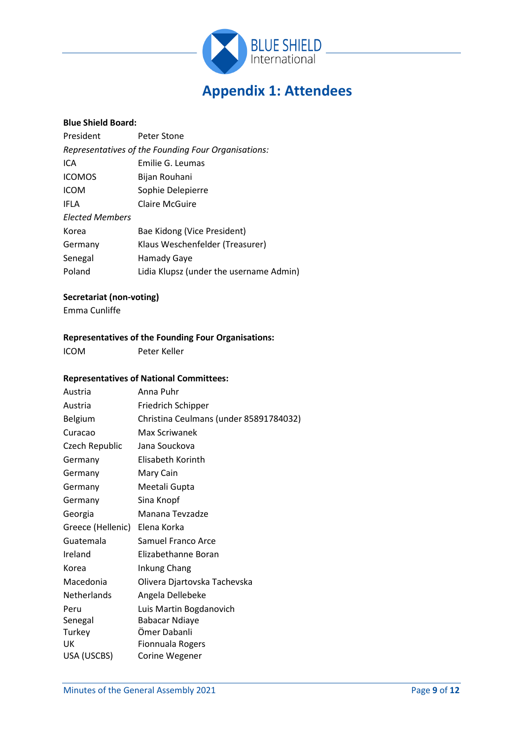# Appendix 1: Attendees

**Blue Shield Board:**

| | |
|---|---|
| President | Peter Stone |
| *Representatives of the Founding Four Organisations:* | |
| ICA | Emilie G. Leumas |
| ICOMOS | Bijan Rouhani |
| ICOM | Sophie Delepierre |
| IFLA | Claire McGuire |
| *Elected Members* | |
| Korea | Bae Kidong (Vice President) |
| Germany | Klaus Weschenfelder (Treasurer) |
| Senegal | Hamady Gaye |
| Poland | Lidia Klupsz (under the username Admin) |

**Secretariat (non-voting)**

Emma Cunliffe

**Representatives of the Founding Four Organisations:**

| | |
|---|---|
| ICOM | Peter Keller |

**Representatives of National Committees:**

| | |
|---|---|
| Austria | Anna Puhr |
| Austria | Friedrich Schipper |
| Belgium | Christina Ceulmans (under 85891784032) |
| Curacao | Max Scriwanek |
| Czech Republic | Jana Souckova |
| Germany | Elisabeth Korinth |
| Germany | Mary Cain |
| Germany | Meetali Gupta |
| Germany | Sina Knopf |
| Georgia | Manana Tevzadze |
| Greece (Hellenic) | Elena Korka |
| Guatemala | Samuel Franco Arce |
| Ireland | Elizabethanne Boran |
| Korea | Inkung Chang |
| Macedonia | Olivera Djartovska Tachevska |
| Netherlands | Angela Dellebeke |
| Peru | Luis Martin Bogdanovich |
| Senegal | Babacar Ndiaye |
| Turkey | Ömer Dabanli |
| UK | Fionnuala Rogers |
| USA (USCBS) | Corine Wegener |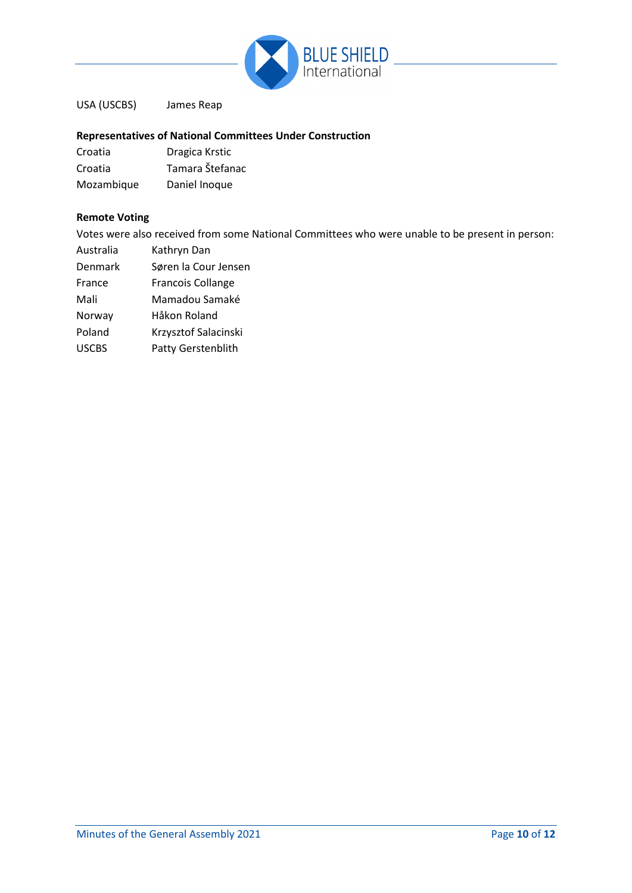| | |
|---|---|
| USA (USCBS) | James Reap |

**Representatives of National Committees Under Construction**

| | |
|---|---|
| Croatia | Dragica Krstic |
| Croatia | Tamara Štefanac |
| Mozambique | Daniel Inoque |

**Remote Voting**

Votes were also received from some National Committees who were unable to be present in person:

| | |
|---|---|
| Australia | Kathryn Dan |
| Denmark | Søren la Cour Jensen |
| France | Francois Collange |
| Mali | Mamadou Samaké |
| Norway | Håkon Roland |
| Poland | Krzysztof Salacinski |
| USCBS | Patty Gerstenblith |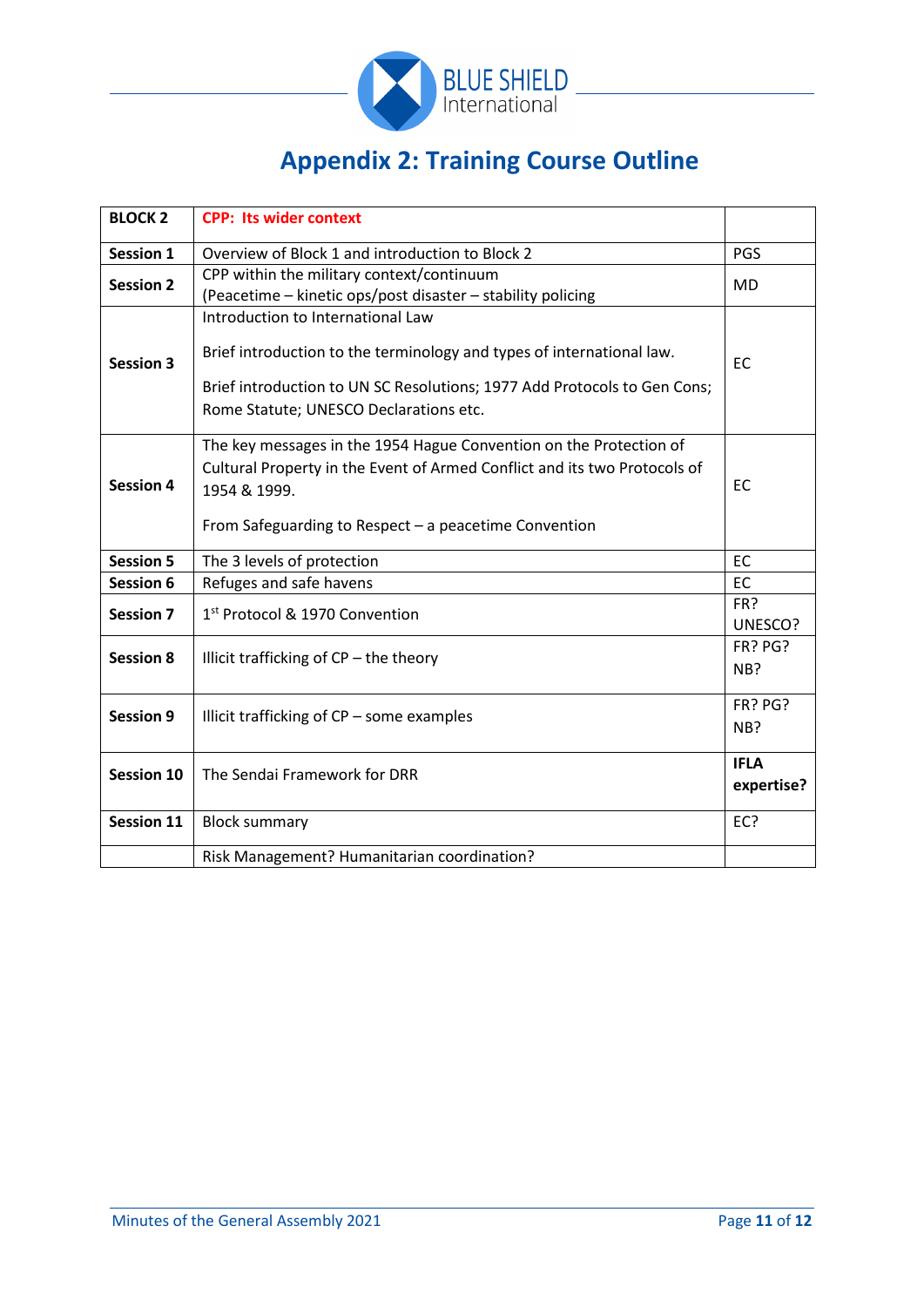# Appendix 2: Training Course Outline

| **BLOCK 2** | **CPP: Its wider context** | |
|---|---|---|
| **Session 1** | Overview of Block 1 and introduction to Block 2 | PGS |
| **Session 2** | CPP within the military context/continuum (Peacetime – kinetic ops/post disaster – stability policing | MD |
| **Session 3** | Introduction to International Law<br><br>Brief introduction to the terminology and types of international law.<br><br>Brief introduction to UN SC Resolutions; 1977 Add Protocols to Gen Cons; Rome Statute; UNESCO Declarations etc. | EC |
| **Session 4** | The key messages in the 1954 Hague Convention on the Protection of Cultural Property in the Event of Armed Conflict and its two Protocols of 1954 & 1999.<br><br>From Safeguarding to Respect – a peacetime Convention | EC |
| **Session 5** | The 3 levels of protection | EC |
| **Session 6** | Refuges and safe havens | EC |
| **Session 7** | 1st Protocol & 1970 Convention | FR? UNESCO? |
| **Session 8** | Illicit trafficking of CP – the theory | FR? PG? NB? |
| **Session 9** | Illicit trafficking of CP – some examples | FR? PG? NB? |
| **Session 10** | The Sendai Framework for DRR | **IFLA expertise?** |
| **Session 11** | Block summary | EC? |
| | Risk Management? Humanitarian coordination? | |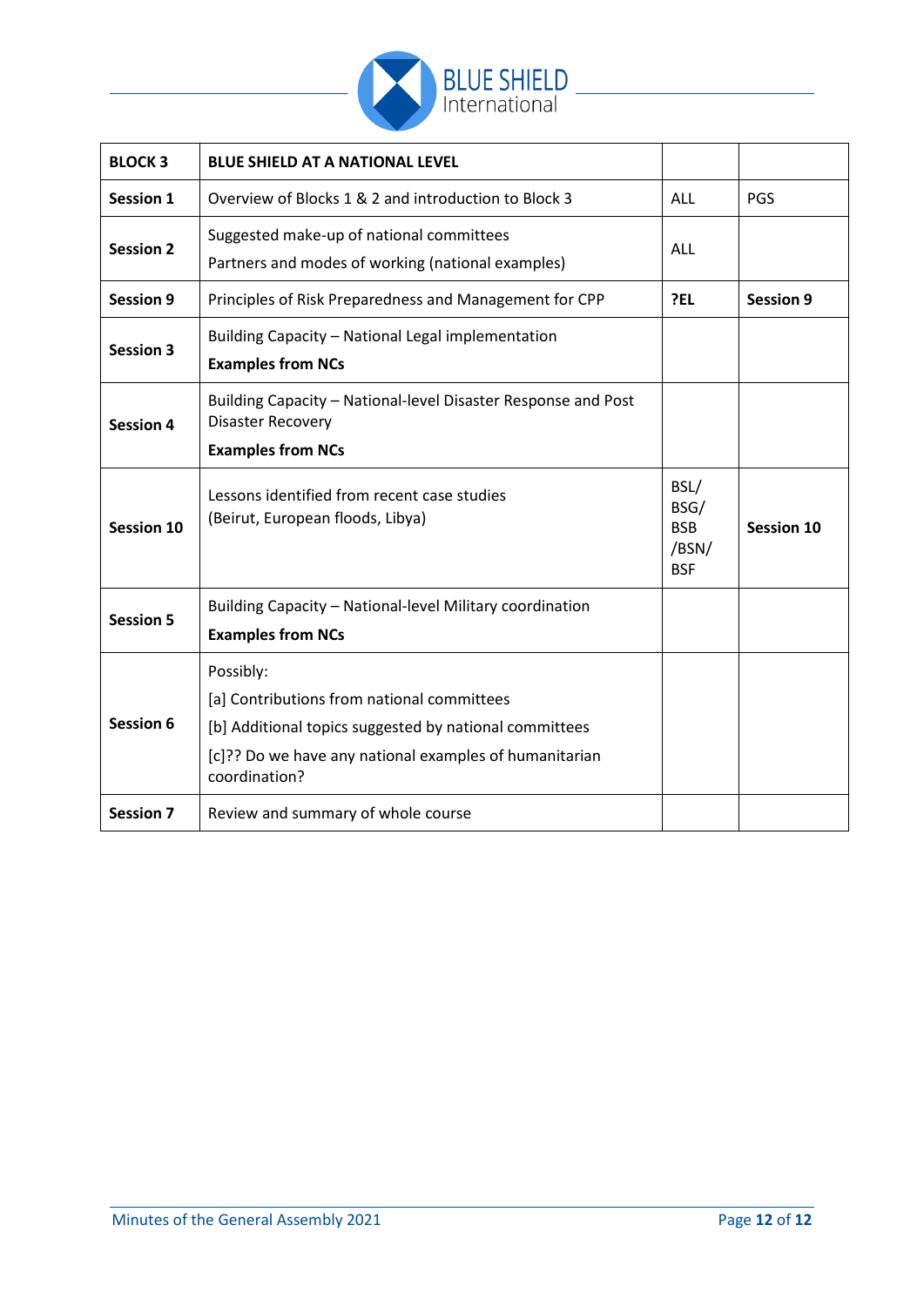| BLOCK 3 | BLUE SHIELD AT A NATIONAL LEVEL | | |
|---|---|---|---|
| **Session 1** | Overview of Blocks 1 & 2 and introduction to Block 3 | ALL | PGS |
| **Session 2** | Suggested make-up of national committees<br>Partners and modes of working (national examples) | ALL | |
| **Session 9** | Principles of Risk Preparedness and Management for CPP | **?EL** | **Session 9** |
| **Session 3** | Building Capacity – National Legal implementation<br>**Examples from NCs** | | |
| **Session 4** | Building Capacity – National-level Disaster Response and Post Disaster Recovery<br>**Examples from NCs** | | |
| **Session 10** | Lessons identified from recent case studies<br>(Beirut, European floods, Libya) | BSL/ BSG/ BSB /BSN/ BSF | **Session 10** |
| **Session 5** | Building Capacity – National-level Military coordination<br>**Examples from NCs** | | |
| **Session 6** | Possibly:<br>[a] Contributions from national committees<br>[b] Additional topics suggested by national committees<br>[c]?? Do we have any national examples of humanitarian coordination? | | |
| **Session 7** | Review and summary of whole course | | |